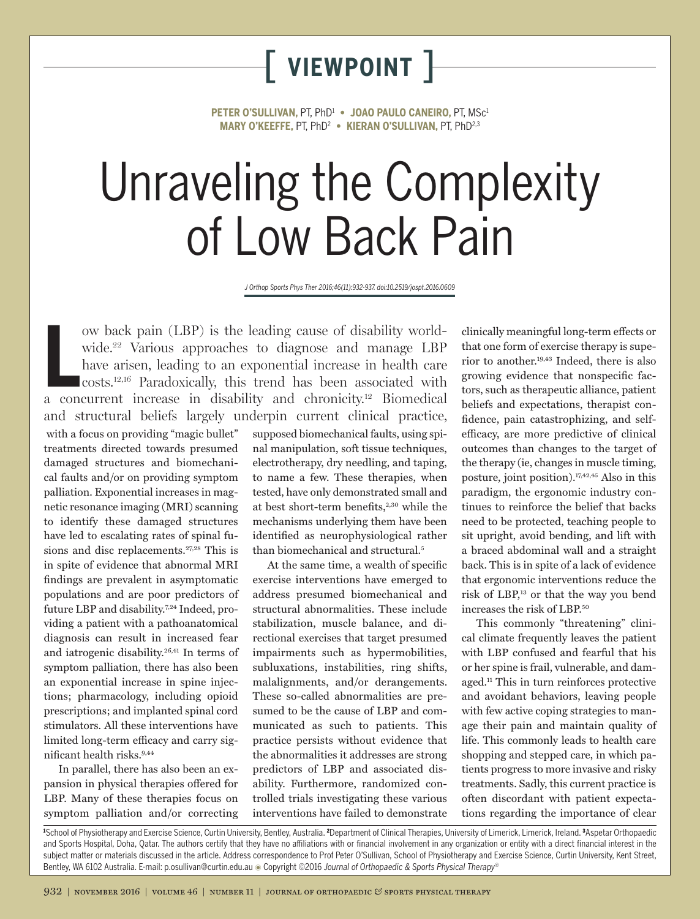[ VIEWPOINT ]

**PETER O'SULLIVAN**, PT, PhD[1] • **JOAO PAULO CANEIRO**, PT, MSc[1]
**MARY O'KEEFFE**, PT, PhD[2] • **KIERAN O'SULLIVAN**, PT, PhD[2,3]

# Unraveling the Complexity of Low Back Pain

*J Orthop Sports Phys Ther 2016;46(11):932-937. doi:10.2519/jospt.2016.0609*

Low back pain (LBP) is the leading cause of disability worldwide.[22] Various approaches to diagnose and manage LBP have arisen, leading to an exponential increase in health care costs.[12,16] Paradoxically, this trend has been associated with a concurrent increase in disability and chronicity.[12] Biomedical and structural beliefs largely underpin current clinical practice, with a focus on providing "magic bullet" treatments directed towards presumed damaged structures and biomechanical faults and/or on providing symptom palliation. Exponential increases in magnetic resonance imaging (MRI) scanning to identify these damaged structures have led to escalating rates of spinal fusions and disc replacements.[27,28] This is in spite of evidence that abnormal MRI findings are prevalent in asymptomatic populations and are poor predictors of future LBP and disability.[7,24] Indeed, providing a patient with a pathoanatomical diagnosis can result in increased fear and iatrogenic disability.[26,41] In terms of symptom palliation, there has also been an exponential increase in spine injections; pharmacology, including opioid prescriptions; and implanted spinal cord stimulators. All these interventions have limited long-term efficacy and carry significant health risks.[9,44]

In parallel, there has also been an expansion in physical therapies offered for LBP. Many of these therapies focus on symptom palliation and/or correcting supposed biomechanical faults, using spinal manipulation, soft tissue techniques, electrotherapy, dry needling, and taping, to name a few. These therapies, when tested, have only demonstrated small and at best short-term benefits,[2,30] while the mechanisms underlying them have been identified as neurophysiological rather than biomechanical and structural.[5]

At the same time, a wealth of specific exercise interventions have emerged to address presumed biomechanical and structural abnormalities. These include stabilization, muscle balance, and directional exercises that target presumed impairments such as hypermobilities, subluxations, instabilities, ring shifts, malalignments, and/or derangements. These so-called abnormalities are presumed to be the cause of LBP and communicated as such to patients. This practice persists without evidence that the abnormalities it addresses are strong predictors of LBP and associated disability. Furthermore, randomized controlled trials investigating these various interventions have failed to demonstrate clinically meaningful long-term effects or that one form of exercise therapy is superior to another.[19,43] Indeed, there is also growing evidence that nonspecific factors, such as therapeutic alliance, patient beliefs and expectations, therapist confidence, pain catastrophizing, and self-efficacy, are more predictive of clinical outcomes than changes to the target of the therapy (ie, changes in muscle timing, posture, joint position).[17,42,45] Also in this paradigm, the ergonomic industry continues to reinforce the belief that backs need to be protected, teaching people to sit upright, avoid bending, and lift with a braced abdominal wall and a straight back. This is in spite of a lack of evidence that ergonomic interventions reduce the risk of LBP,[13] or that the way you bend increases the risk of LBP.[50]

This commonly "threatening" clinical climate frequently leaves the patient with LBP confused and fearful that his or her spine is frail, vulnerable, and damaged.[11] This in turn reinforces protective and avoidant behaviors, leaving people with few active coping strategies to manage their pain and maintain quality of life. This commonly leads to health care shopping and stepped care, in which patients progress to more invasive and risky treatments. Sadly, this current practice is often discordant with patient expectations regarding the importance of clear

[1]School of Physiotherapy and Exercise Science, Curtin University, Bentley, Australia. [2]Department of Clinical Therapies, University of Limerick, Limerick, Ireland. [3]Aspetar Orthopaedic and Sports Hospital, Doha, Qatar. The authors certify that they have no affiliations with or financial involvement in any organization or entity with a direct financial interest in the subject matter or materials discussed in the article. Address correspondence to Prof Peter O'Sullivan, School of Physiotherapy and Exercise Science, Curtin University, Kent Street, Bentley, WA 6102 Australia. E-mail: p.osullivan@curtin.edu.au ● Copyright ©2016 *Journal of Orthopaedic & Sports Physical Therapy*®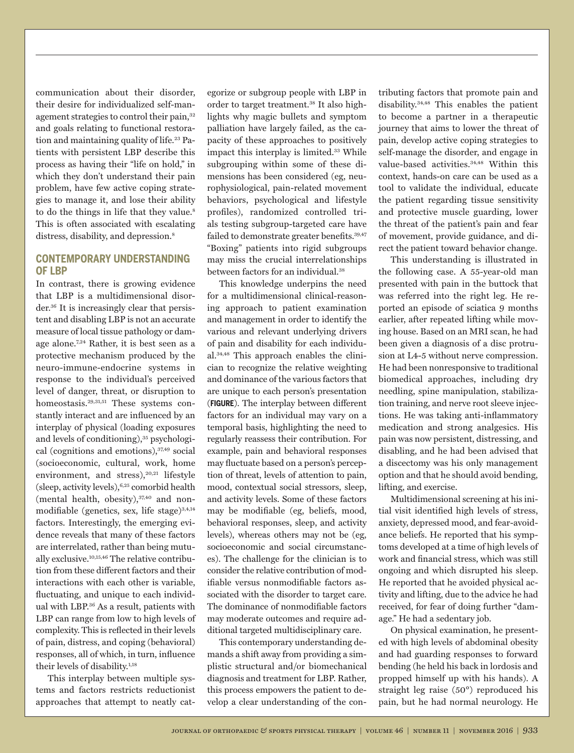communication about their disorder, their desire for individualized self-management strategies to control their pain,[32] and goals relating to functional restoration and maintaining quality of life.[23] Patients with persistent LBP describe this process as having their "life on hold," in which they don't understand their pain problem, have few active coping strategies to manage it, and lose their ability to do the things in life that they value.[8] This is often associated with escalating distress, disability, and depression.[8]

## CONTEMPORARY UNDERSTANDING OF LBP

In contrast, there is growing evidence that LBP is a multidimensional disorder.[36] It is increasingly clear that persistent and disabling LBP is not an accurate measure of local tissue pathology or damage alone.[7,24] Rather, it is best seen as a protective mechanism produced by the neuro-immune-endocrine systems in response to the individual's perceived level of danger, threat, or disruption to homeostasis.[29,31,51] These systems constantly interact and are influenced by an interplay of physical (loading exposures and levels of conditioning),[35] psychological (cognitions and emotions),[37,49] social (socioeconomic, cultural, work, home environment, and stress),[20,21] lifestyle (sleep, activity levels),[6,25] comorbid health (mental health, obesity),[37,40] and nonmodifiable (genetics, sex, life stage)[3,4,14] factors. Interestingly, the emerging evidence reveals that many of these factors are interrelated, rather than being mutually exclusive.[10,15,46] The relative contribution from these different factors and their interactions with each other is variable, fluctuating, and unique to each individual with LBP.[36] As a result, patients with LBP can range from low to high levels of complexity. This is reflected in their levels of pain, distress, and coping (behavioral) responses, all of which, in turn, influence their levels of disability.[1,18]

This interplay between multiple systems and factors restricts reductionist approaches that attempt to neatly categorize or subgroup people with LBP in order to target treatment.[38] It also highlights why magic bullets and symptom palliation have largely failed, as the capacity of these approaches to positively impact this interplay is limited.[33] While subgrouping within some of these dimensions has been considered (eg, neurophysiological, pain-related movement behaviors, psychological and lifestyle profiles), randomized controlled trials testing subgroup-targeted care have failed to demonstrate greater benefits.[39,47] "Boxing" patients into rigid subgroups may miss the crucial interrelationships between factors for an individual.[38]

This knowledge underpins the need for a multidimensional clinical-reasoning approach to patient examination and management in order to identify the various and relevant underlying drivers of pain and disability for each individual.[34,48] This approach enables the clinician to recognize the relative weighting and dominance of the various factors that are unique to each person's presentation (**FIGURE**). The interplay between different factors for an individual may vary on a temporal basis, highlighting the need to regularly reassess their contribution. For example, pain and behavioral responses may fluctuate based on a person's perception of threat, levels of attention to pain, mood, contextual social stressors, sleep, and activity levels. Some of these factors may be modifiable (eg, beliefs, mood, behavioral responses, sleep, and activity levels), whereas others may not be (eg, socioeconomic and social circumstances). The challenge for the clinician is to consider the relative contribution of modifiable versus nonmodifiable factors associated with the disorder to target care. The dominance of nonmodifiable factors may moderate outcomes and require additional targeted multidisciplinary care.

This contemporary understanding demands a shift away from providing a simplistic structural and/or biomechanical diagnosis and treatment for LBP. Rather, this process empowers the patient to develop a clear understanding of the contributing factors that promote pain and disability.[34,48] This enables the patient to become a partner in a therapeutic journey that aims to lower the threat of pain, develop active coping strategies to self-manage the disorder, and engage in value-based activities.[34,48] Within this context, hands-on care can be used as a tool to validate the individual, educate the patient regarding tissue sensitivity and protective muscle guarding, lower the threat of the patient's pain and fear of movement, provide guidance, and direct the patient toward behavior change.

This understanding is illustrated in the following case. A 55-year-old man presented with pain in the buttock that was referred into the right leg. He reported an episode of sciatica 9 months earlier, after repeated lifting while moving house. Based on an MRI scan, he had been given a diagnosis of a disc protrusion at L4-5 without nerve compression. He had been nonresponsive to traditional biomedical approaches, including dry needling, spine manipulation, stabilization training, and nerve root sleeve injections. He was taking anti-inflammatory medication and strong analgesics. His pain was now persistent, distressing, and disabling, and he had been advised that a discectomy was his only management option and that he should avoid bending, lifting, and exercise.

Multidimensional screening at his initial visit identified high levels of stress, anxiety, depressed mood, and fear-avoidance beliefs. He reported that his symptoms developed at a time of high levels of work and financial stress, which was still ongoing and which disrupted his sleep. He reported that he avoided physical activity and lifting, due to the advice he had received, for fear of doing further "damage." He had a sedentary job.

On physical examination, he presented with high levels of abdominal obesity and had guarding responses to forward bending (he held his back in lordosis and propped himself up with his hands). A straight leg raise (50°) reproduced his pain, but he had normal neurology. He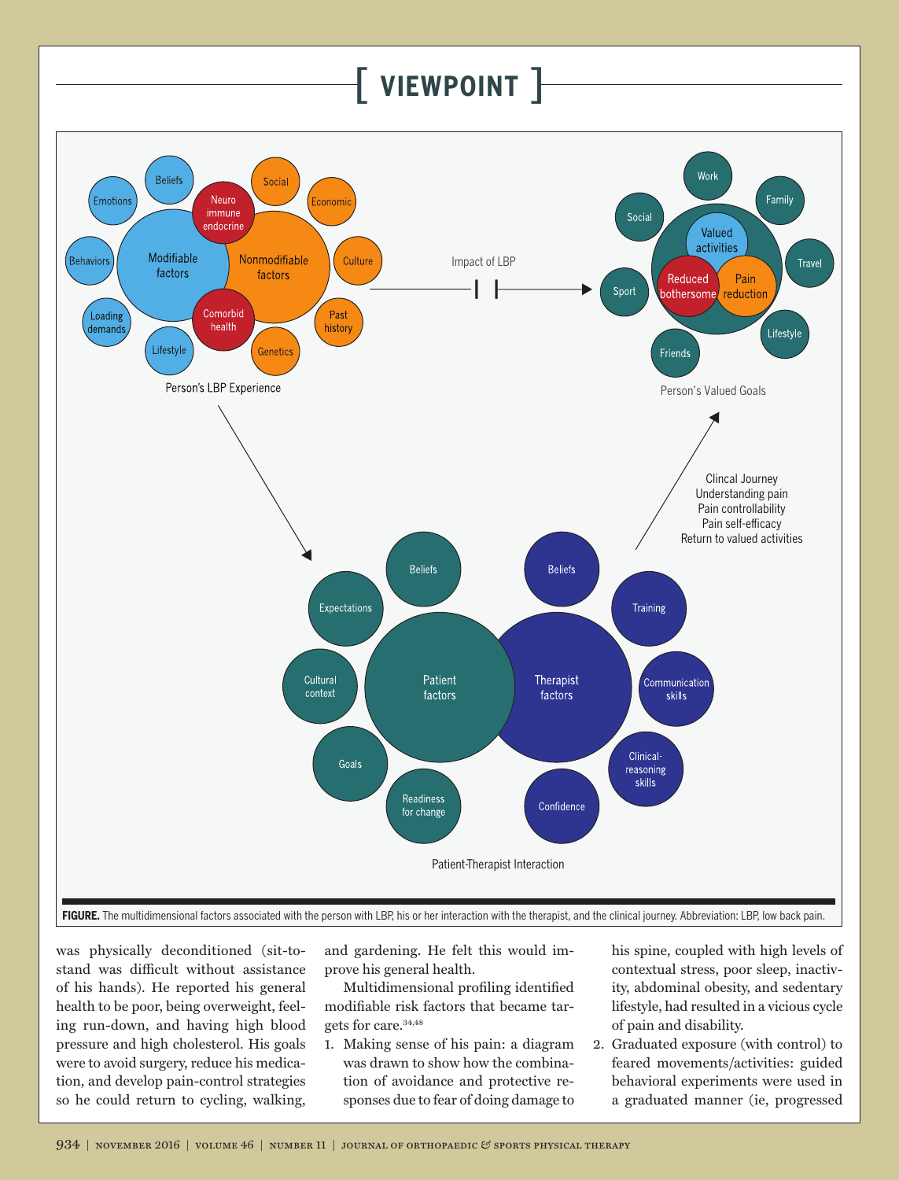**FIGURE.** The multidimensional factors associated with the person with LBP, his or her interaction with the therapist, and the clinical journey. Abbreviation: LBP, low back pain.

was physically deconditioned (sit-to-stand was difficult without assistance of his hands). He reported his general health to be poor, being overweight, feeling run-down, and having high blood pressure and high cholesterol. His goals were to avoid surgery, reduce his medication, and develop pain-control strategies so he could return to cycling, walking, and gardening. He felt this would improve his general health.

Multidimensional profiling identified modifiable risk factors that became targets for care.[34,48]

1. Making sense of his pain: a diagram was drawn to show how the combination of avoidance and protective responses due to fear of doing damage to his spine, coupled with high levels of contextual stress, poor sleep, inactivity, abdominal obesity, and sedentary lifestyle, had resulted in a vicious cycle of pain and disability.
2. Graduated exposure (with control) to feared movements/activities: guided behavioral experiments were used in a graduated manner (ie, progressed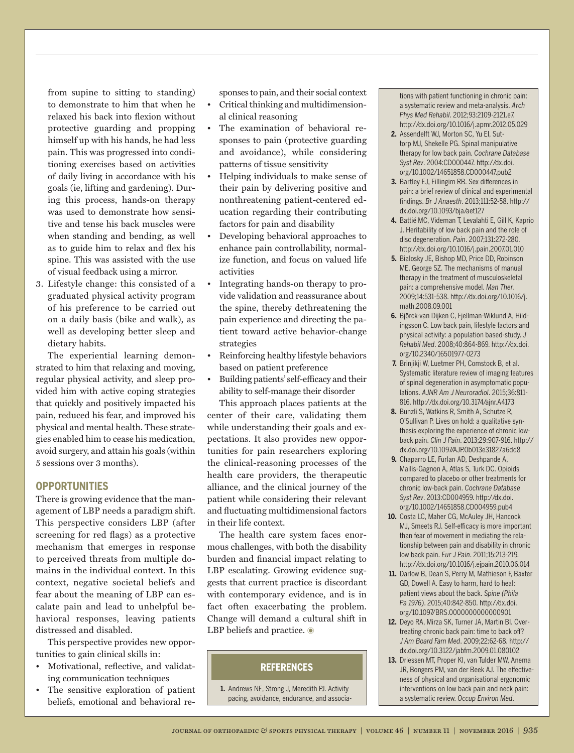from supine to sitting to standing) to demonstrate to him that when he relaxed his back into flexion without protective guarding and propping himself up with his hands, he had less pain. This was progressed into conditioning exercises based on activities of daily living in accordance with his goals (ie, lifting and gardening). During this process, hands-on therapy was used to demonstrate how sensitive and tense his back muscles were when standing and bending, as well as to guide him to relax and flex his spine. This was assisted with the use of visual feedback using a mirror.

3. Lifestyle change: this consisted of a graduated physical activity program of his preference to be carried out on a daily basis (bike and walk), as well as developing better sleep and dietary habits.

The experiential learning demonstrated to him that relaxing and moving, regular physical activity, and sleep provided him with active coping strategies that quickly and positively impacted his pain, reduced his fear, and improved his physical and mental health. These strategies enabled him to cease his medication, avoid surgery, and attain his goals (within 5 sessions over 3 months).

## OPPORTUNITIES

There is growing evidence that the management of LBP needs a paradigm shift. This perspective considers LBP (after screening for red flags) as a protective mechanism that emerges in response to perceived threats from multiple domains in the individual context. In this context, negative societal beliefs and fear about the meaning of LBP can escalate pain and lead to unhelpful behavioral responses, leaving patients distressed and disabled.

This perspective provides new opportunities to gain clinical skills in:

- Motivational, reflective, and validating communication techniques
- The sensitive exploration of patient beliefs, emotional and behavioral responses to pain, and their social context
- Critical thinking and multidimensional clinical reasoning
- The examination of behavioral responses to pain (protective guarding and avoidance), while considering patterns of tissue sensitivity
- Helping individuals to make sense of their pain by delivering positive and nonthreatening patient-centered education regarding their contributing factors for pain and disability
- Developing behavioral approaches to enhance pain controllability, normalize function, and focus on valued life activities
- Integrating hands-on therapy to provide validation and reassurance about the spine, thereby dethreatening the pain experience and directing the patient toward active behavior-change strategies
- Reinforcing healthy lifestyle behaviors based on patient preference
- Building patients' self-efficacy and their ability to self-manage their disorder

This approach places patients at the center of their care, validating them while understanding their goals and expectations. It also provides new opportunities for pain researchers exploring the clinical-reasoning processes of the health care providers, the therapeutic alliance, and the clinical journey of the patient while considering their relevant and fluctuating multidimensional factors in their life context.

The health care system faces enormous challenges, with both the disability burden and financial impact relating to LBP escalating. Growing evidence suggests that current practice is discordant with contemporary evidence, and is in fact often exacerbating the problem. Change will demand a cultural shift in LBP beliefs and practice. ◉

## REFERENCES

1. Andrews NE, Strong J, Meredith PJ. Activity pacing, avoidance, endurance, and associations with patient functioning in chronic pain: a systematic review and meta-analysis. *Arch Phys Med Rehabil*. 2012;93:2109-2121.e7. http://dx.doi.org/10.1016/j.apmr.2012.05.029
2. Assendelft WJ, Morton SC, Yu EI, Suttorp MJ, Shekelle PG. Spinal manipulative therapy for low back pain. *Cochrane Database Syst Rev*. 2004:CD000447. http://dx.doi.org/10.1002/14651858.CD000447.pub2
3. Bartley EJ, Fillingim RB. Sex differences in pain: a brief review of clinical and experimental findings. *Br J Anaesth*. 2013;111:52-58. http://dx.doi.org/10.1093/bja/aet127
4. Battié MC, Videman T, Levalahti E, Gill K, Kaprio J. Heritability of low back pain and the role of disc degeneration. *Pain*. 2007;131:272-280. http://dx.doi.org/10.1016/j.pain.2007.01.010
5. Bialosky JE, Bishop MD, Price DD, Robinson ME, George SZ. The mechanisms of manual therapy in the treatment of musculoskeletal pain: a comprehensive model. *Man Ther*. 2009;14:531-538. http://dx.doi.org/10.1016/j.math.2008.09.001
6. Björck-van Dijken C, Fjellman-Wiklund A, Hildingsson C. Low back pain, lifestyle factors and physical activity: a population based-study. *J Rehabil Med*. 2008;40:864-869. http://dx.doi.org/10.2340/16501977-0273
7. Brinjikji W, Luetmer PH, Comstock B, et al. Systematic literature review of imaging features of spinal degeneration in asymptomatic populations. *AJNR Am J Neuroradiol*. 2015;36:811-816. http://dx.doi.org/10.3174/ajnr.A4173
8. Bunzli S, Watkins R, Smith A, Schutze R, O'Sullivan P. Lives on hold: a qualitative synthesis exploring the experience of chronic low-back pain. *Clin J Pain*. 2013;29:907-916. http://dx.doi.org/10.1097/AJP.0b013e31827a6dd8
9. Chaparro LE, Furlan AD, Deshpande A, Mailis-Gagnon A, Atlas S, Turk DC. Opioids compared to placebo or other treatments for chronic low-back pain. *Cochrane Database Syst Rev*. 2013:CD004959. http://dx.doi.org/10.1002/14651858.CD004959.pub4
10. Costa LC, Maher CG, McAuley JH, Hancock MJ, Smeets RJ. Self-efficacy is more important than fear of movement in mediating the relationship between pain and disability in chronic low back pain. *Eur J Pain*. 2011;15:213-219. http://dx.doi.org/10.1016/j.ejpain.2010.06.014
11. Darlow B, Dean S, Perry M, Mathieson F, Baxter GD, Dowell A. Easy to harm, hard to heal: patient views about the back. *Spine (Phila Pa 1976)*. 2015;40:842-850. http://dx.doi.org/10.1097/BRS.0000000000000901
12. Deyo RA, Mirza SK, Turner JA, Martin BI. Overtreating chronic back pain: time to back off? *J Am Board Fam Med*. 2009;22:62-68. http://dx.doi.org/10.3122/jabfm.2009.01.080102
13. Driessen MT, Proper KI, van Tulder MW, Anema JR, Bongers PM, van der Beek AJ. The effectiveness of physical and organisational ergonomic interventions on low back pain and neck pain: a systematic review. *Occup Environ Med*.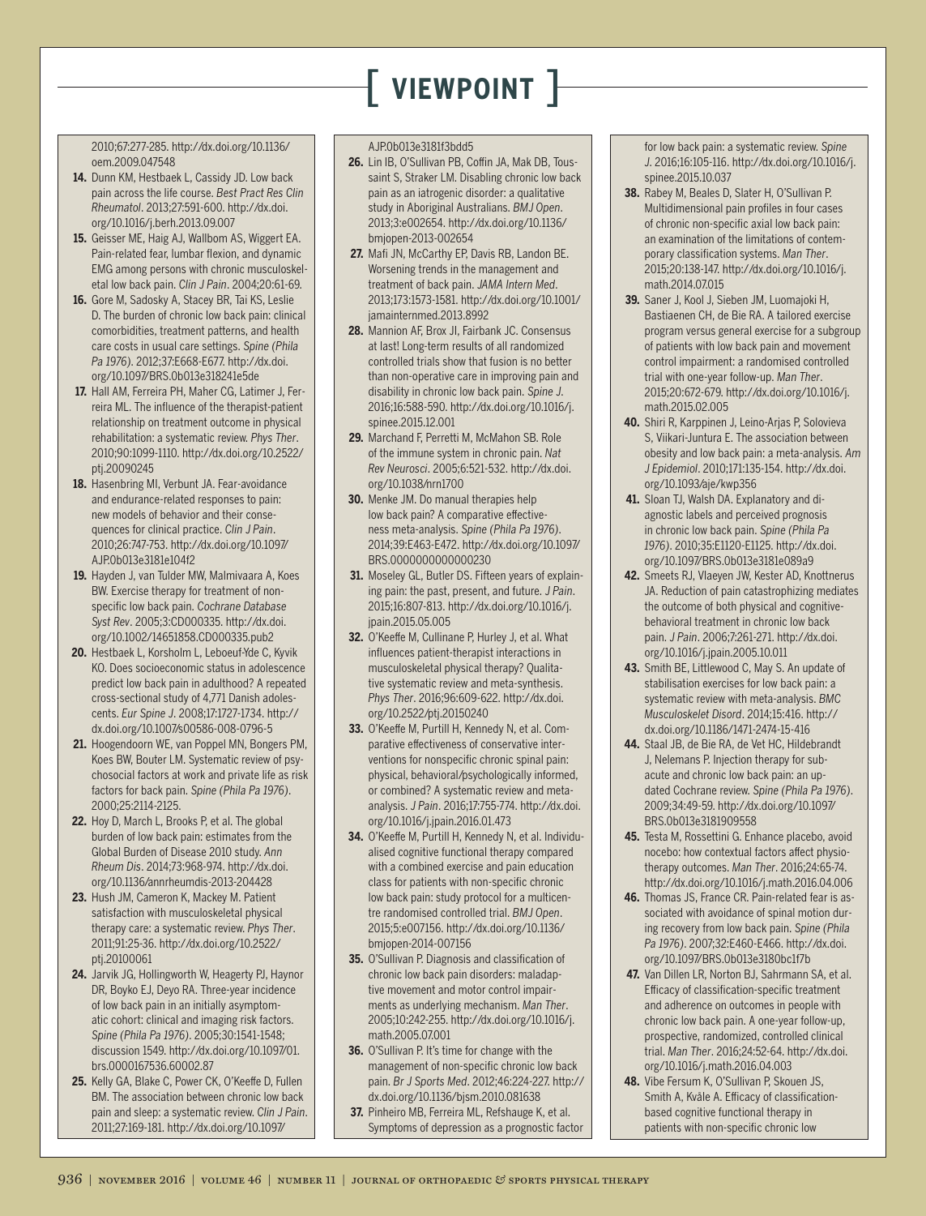2010;67:277-285. http://dx.doi.org/10.1136/oem.2009.047548

14. Dunn KM, Hestbaek L, Cassidy JD. Low back pain across the life course. *Best Pract Res Clin Rheumatol*. 2013;27:591-600. http://dx.doi.org/10.1016/j.berh.2013.09.007
15. Geisser ME, Haig AJ, Wallbom AS, Wiggert EA. Pain-related fear, lumbar flexion, and dynamic EMG among persons with chronic musculoskeletal low back pain. *Clin J Pain*. 2004;20:61-69.
16. Gore M, Sadosky A, Stacey BR, Tai KS, Leslie D. The burden of chronic low back pain: clinical comorbidities, treatment patterns, and health care costs in usual care settings. *Spine (Phila Pa 1976)*. 2012;37:E668-E677. http://dx.doi.org/10.1097/BRS.0b013e318241e5de
17. Hall AM, Ferreira PH, Maher CG, Latimer J, Ferreira ML. The influence of the therapist-patient relationship on treatment outcome in physical rehabilitation: a systematic review. *Phys Ther*. 2010;90:1099-1110. http://dx.doi.org/10.2522/ptj.20090245
18. Hasenbring MI, Verbunt JA. Fear-avoidance and endurance-related responses to pain: new models of behavior and their consequences for clinical practice. *Clin J Pain*. 2010;26:747-753. http://dx.doi.org/10.1097/AJP.0b013e3181e104f2
19. Hayden J, van Tulder MW, Malmivaara A, Koes BW. Exercise therapy for treatment of non-specific low back pain. *Cochrane Database Syst Rev*. 2005;3:CD000335. http://dx.doi.org/10.1002/14651858.CD000335.pub2
20. Hestbaek L, Korsholm L, Leboeuf-Yde C, Kyvik KO. Does socioeconomic status in adolescence predict low back pain in adulthood? A repeated cross-sectional study of 4,771 Danish adolescents. *Eur Spine J*. 2008;17:1727-1734. http://dx.doi.org/10.1007/s00586-008-0796-5
21. Hoogendoorn WE, van Poppel MN, Bongers PM, Koes BW, Bouter LM. Systematic review of psychosocial factors at work and private life as risk factors for back pain. *Spine (Phila Pa 1976)*. 2000;25:2114-2125.
22. Hoy D, March L, Brooks P, et al. The global burden of low back pain: estimates from the Global Burden of Disease 2010 study. *Ann Rheum Dis*. 2014;73:968-974. http://dx.doi.org/10.1136/annrheumdis-2013-204428
23. Hush JM, Cameron K, Mackey M. Patient satisfaction with musculoskeletal physical therapy care: a systematic review. *Phys Ther*. 2011;91:25-36. http://dx.doi.org/10.2522/ptj.20100061
24. Jarvik JG, Hollingworth W, Heagerty PJ, Haynor DR, Boyko EJ, Deyo RA. Three-year incidence of low back pain in an initially asymptomatic cohort: clinical and imaging risk factors. *Spine (Phila Pa 1976)*. 2005;30:1541-1548; discussion 1549. http://dx.doi.org/10.1097/01.brs.0000167536.60002.87
25. Kelly GA, Blake C, Power CK, O'Keeffe D, Fullen BM. The association between chronic low back pain and sleep: a systematic review. *Clin J Pain*. 2011;27:169-181. http://dx.doi.org/10.1097/AJP.0b013e3181f3bdd5
26. Lin IB, O'Sullivan PB, Coffin JA, Mak DB, Toussaint S, Straker LM. Disabling chronic low back pain as an iatrogenic disorder: a qualitative study in Aboriginal Australians. *BMJ Open*. 2013;3:e002654. http://dx.doi.org/10.1136/bmjopen-2013-002654
27. Mafi JN, McCarthy EP, Davis RB, Landon BE. Worsening trends in the management and treatment of back pain. *JAMA Intern Med*. 2013;173:1573-1581. http://dx.doi.org/10.1001/jamainternmed.2013.8992
28. Mannion AF, Brox JI, Fairbank JC. Consensus at last! Long-term results of all randomized controlled trials show that fusion is no better than non-operative care in improving pain and disability in chronic low back pain. *Spine J*. 2016;16:588-590. http://dx.doi.org/10.1016/j.spinee.2015.12.001
29. Marchand F, Perretti M, McMahon SB. Role of the immune system in chronic pain. *Nat Rev Neurosci*. 2005;6:521-532. http://dx.doi.org/10.1038/nrn1700
30. Menke JM. Do manual therapies help low back pain? A comparative effectiveness meta-analysis. *Spine (Phila Pa 1976)*. 2014;39:E463-E472. http://dx.doi.org/10.1097/BRS.0000000000000230
31. Moseley GL, Butler DS. Fifteen years of explaining pain: the past, present, and future. *J Pain*. 2015;16:807-813. http://dx.doi.org/10.1016/j.jpain.2015.05.005
32. O'Keeffe M, Cullinane P, Hurley J, et al. What influences patient-therapist interactions in musculoskeletal physical therapy? Qualitative systematic review and meta-synthesis. *Phys Ther*. 2016;96:609-622. http://dx.doi.org/10.2522/ptj.20150240
33. O'Keeffe M, Purtill H, Kennedy N, et al. Comparative effectiveness of conservative interventions for nonspecific chronic spinal pain: physical, behavioral/psychologically informed, or combined? A systematic review and meta-analysis. *J Pain*. 2016;17:755-774. http://dx.doi.org/10.1016/j.jpain.2016.01.473
34. O'Keeffe M, Purtill H, Kennedy N, et al. Individualised cognitive functional therapy compared with a combined exercise and pain education class for patients with non-specific chronic low back pain: study protocol for a multicentre randomised controlled trial. *BMJ Open*. 2015;5:e007156. http://dx.doi.org/10.1136/bmjopen-2014-007156
35. O'Sullivan P. Diagnosis and classification of chronic low back pain disorders: maladaptive movement and motor control impairments as underlying mechanism. *Man Ther*. 2005;10:242-255. http://dx.doi.org/10.1016/j.math.2005.07.001
36. O'Sullivan P. It's time for change with the management of non-specific chronic low back pain. *Br J Sports Med*. 2012;46:224-227. http://dx.doi.org/10.1136/bjsm.2010.081638
37. Pinheiro MB, Ferreira ML, Refshauge K, et al. Symptoms of depression as a prognostic factor for low back pain: a systematic review. *Spine J*. 2016;16:105-116. http://dx.doi.org/10.1016/j.spinee.2015.10.037
38. Rabey M, Beales D, Slater H, O'Sullivan P. Multidimensional pain profiles in four cases of chronic non-specific axial low back pain: an examination of the limitations of contemporary classification systems. *Man Ther*. 2015;20:138-147. http://dx.doi.org/10.1016/j.math.2014.07.015
39. Saner J, Kool J, Sieben JM, Luomajoki H, Bastiaenen CH, de Bie RA. A tailored exercise program versus general exercise for a subgroup of patients with low back pain and movement control impairment: a randomised controlled trial with one-year follow-up. *Man Ther*. 2015;20:672-679. http://dx.doi.org/10.1016/j.math.2015.02.005
40. Shiri R, Karppinen J, Leino-Arjas P, Solovieva S, Viikari-Juntura E. The association between obesity and low back pain: a meta-analysis. *Am J Epidemiol*. 2010;171:135-154. http://dx.doi.org/10.1093/aje/kwp356
41. Sloan TJ, Walsh DA. Explanatory and diagnostic labels and perceived prognosis in chronic low back pain. *Spine (Phila Pa 1976)*. 2010;35:E1120-E1125. http://dx.doi.org/10.1097/BRS.0b013e3181e089a9
42. Smeets RJ, Vlaeyen JW, Kester AD, Knottnerus JA. Reduction of pain catastrophizing mediates the outcome of both physical and cognitive-behavioral treatment in chronic low back pain. *J Pain*. 2006;7:261-271. http://dx.doi.org/10.1016/j.jpain.2005.10.011
43. Smith BE, Littlewood C, May S. An update of stabilisation exercises for low back pain: a systematic review with meta-analysis. *BMC Musculoskelet Disord*. 2014;15:416. http://dx.doi.org/10.1186/1471-2474-15-416
44. Staal JB, de Bie RA, de Vet HC, Hildebrandt J, Nelemans P. Injection therapy for subacute and chronic low back pain: an updated Cochrane review. *Spine (Phila Pa 1976)*. 2009;34:49-59. http://dx.doi.org/10.1097/BRS.0b013e3181909558
45. Testa M, Rossettini G. Enhance placebo, avoid nocebo: how contextual factors affect physiotherapy outcomes. *Man Ther*. 2016;24:65-74. http://dx.doi.org/10.1016/j.math.2016.04.006
46. Thomas JS, France CR. Pain-related fear is associated with avoidance of spinal motion during recovery from low back pain. *Spine (Phila Pa 1976)*. 2007;32:E460-E466. http://dx.doi.org/10.1097/BRS.0b013e3180bc1f7b
47. Van Dillen LR, Norton BJ, Sahrmann SA, et al. Efficacy of classification-specific treatment and adherence on outcomes in people with chronic low back pain. A one-year follow-up, prospective, randomized, controlled clinical trial. *Man Ther*. 2016;24:52-64. http://dx.doi.org/10.1016/j.math.2016.04.003
48. Vibe Fersum K, O'Sullivan P, Skouen JS, Smith A, Kvåle A. Efficacy of classification-based cognitive functional therapy in patients with non-specific chronic low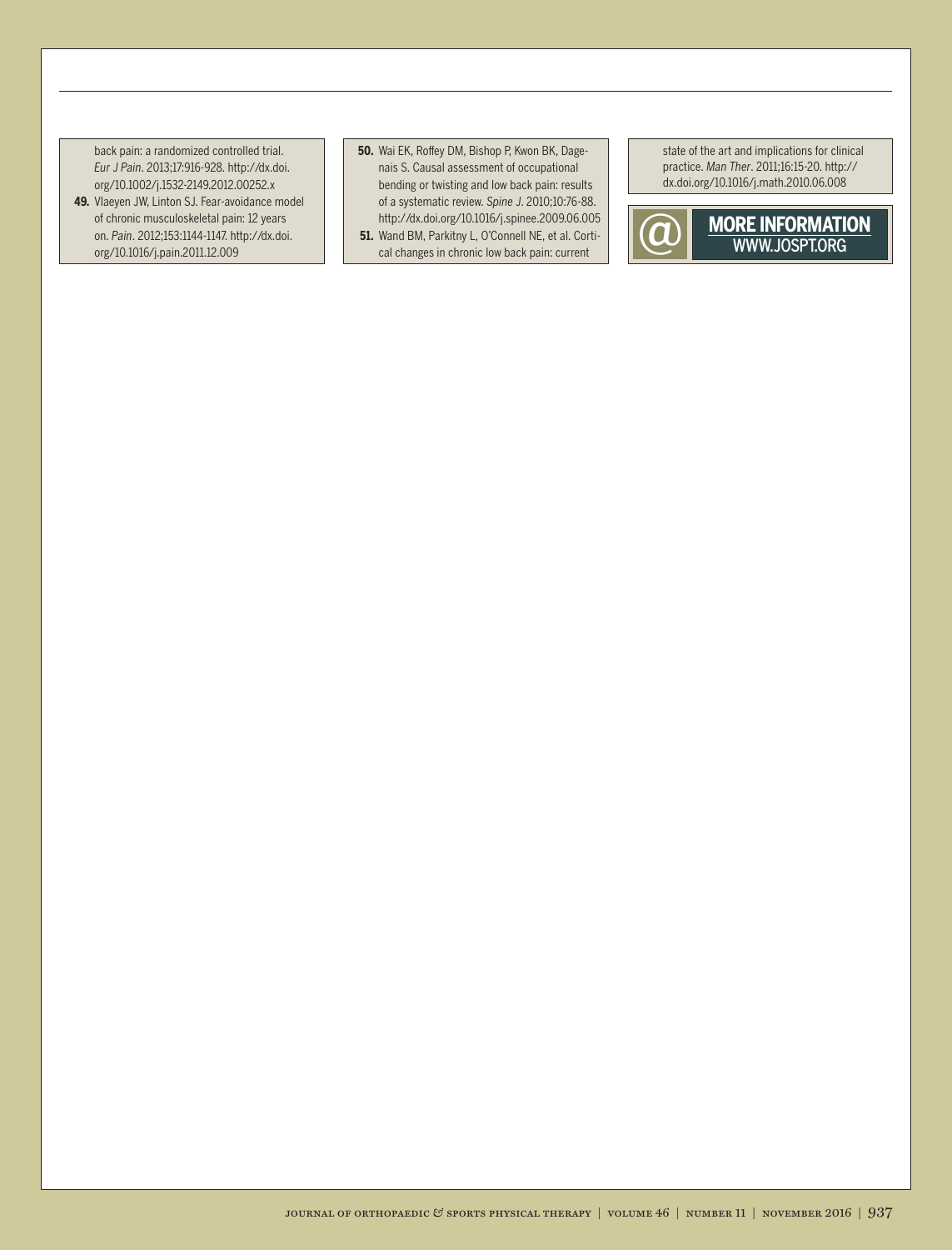back pain: a randomized controlled trial. *Eur J Pain*. 2013;17:916-928. http://dx.doi.org/10.1002/j.1532-2149.2012.00252.x

49. Vlaeyen JW, Linton SJ. Fear-avoidance model of chronic musculoskeletal pain: 12 years on. *Pain*. 2012;153:1144-1147. http://dx.doi.org/10.1016/j.pain.2011.12.009
50. Wai EK, Roffey DM, Bishop P, Kwon BK, Dagenais S. Causal assessment of occupational bending or twisting and low back pain: results of a systematic review. *Spine J*. 2010;10:76-88. http://dx.doi.org/10.1016/j.spinee.2009.06.005
51. Wand BM, Parkitny L, O'Connell NE, et al. Cortical changes in chronic low back pain: current state of the art and implications for clinical practice. *Man Ther*. 2011;16:15-20. http://dx.doi.org/10.1016/j.math.2010.06.008

**MORE INFORMATION**
WWW.JOSPT.ORG